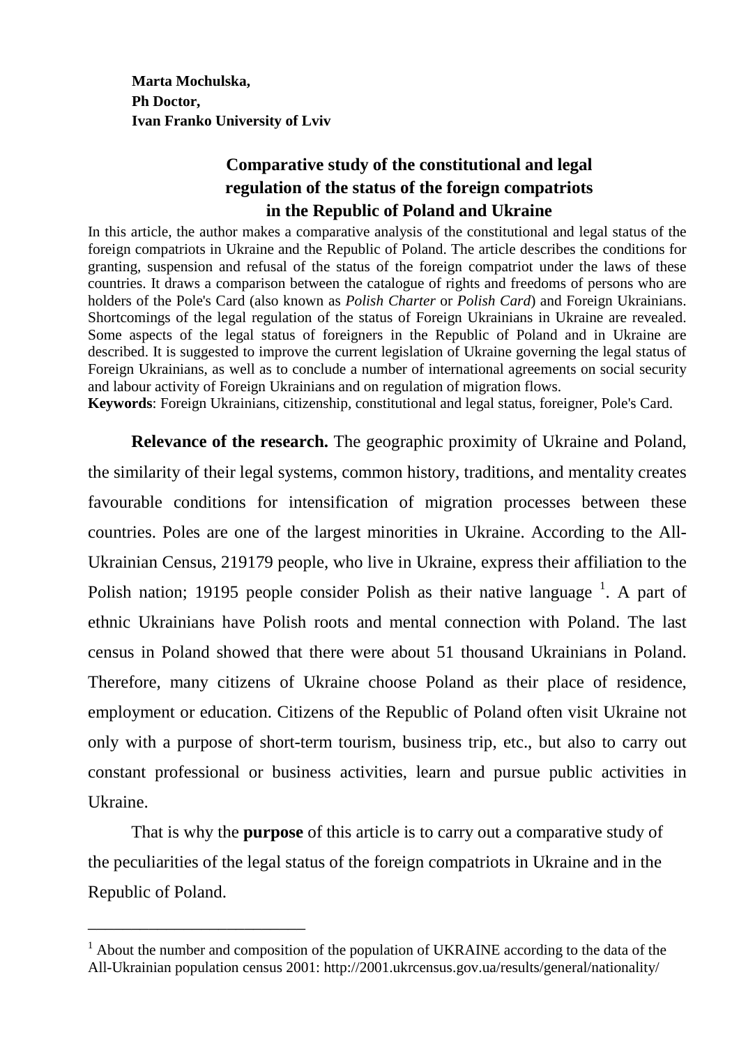**Marta Mochulska,**
**Ph Doctor,**
**Ivan Franko University of Lviv**

# Comparative study of the constitutional and legal regulation of the status of the foreign compatriots in the Republic of Poland and Ukraine

In this article, the author makes a comparative analysis of the constitutional and legal status of the foreign compatriots in Ukraine and the Republic of Poland. The article describes the conditions for granting, suspension and refusal of the status of the foreign compatriot under the laws of these countries. It draws a comparison between the catalogue of rights and freedoms of persons who are holders of the Pole's Card (also known as *Polish Charter* or *Polish Card*) and Foreign Ukrainians. Shortcomings of the legal regulation of the status of Foreign Ukrainians in Ukraine are revealed. Some aspects of the legal status of foreigners in the Republic of Poland and in Ukraine are described. It is suggested to improve the current legislation of Ukraine governing the legal status of Foreign Ukrainians, as well as to conclude a number of international agreements on social security and labour activity of Foreign Ukrainians and on regulation of migration flows.

**Keywords**: Foreign Ukrainians, citizenship, constitutional and legal status, foreigner, Pole's Card.

**Relevance of the research.** The geographic proximity of Ukraine and Poland, the similarity of their legal systems, common history, traditions, and mentality creates favourable conditions for intensification of migration processes between these countries. Poles are one of the largest minorities in Ukraine. According to the All-Ukrainian Census, 219179 people, who live in Ukraine, express their affiliation to the Polish nation; 19195 people consider Polish as their native language [1]. A part of ethnic Ukrainians have Polish roots and mental connection with Poland. The last census in Poland showed that there were about 51 thousand Ukrainians in Poland. Therefore, many citizens of Ukraine choose Poland as their place of residence, employment or education. Citizens of the Republic of Poland often visit Ukraine not only with a purpose of short-term tourism, business trip, etc., but also to carry out constant professional or business activities, learn and pursue public activities in Ukraine.

That is why the **purpose** of this article is to carry out a comparative study of the peculiarities of the legal status of the foreign compatriots in Ukraine and in the Republic of Poland.

---

[1] About the number and composition of the population of UKRAINE according to the data of the All-Ukrainian population census 2001: http://2001.ukrcensus.gov.ua/results/general/nationality/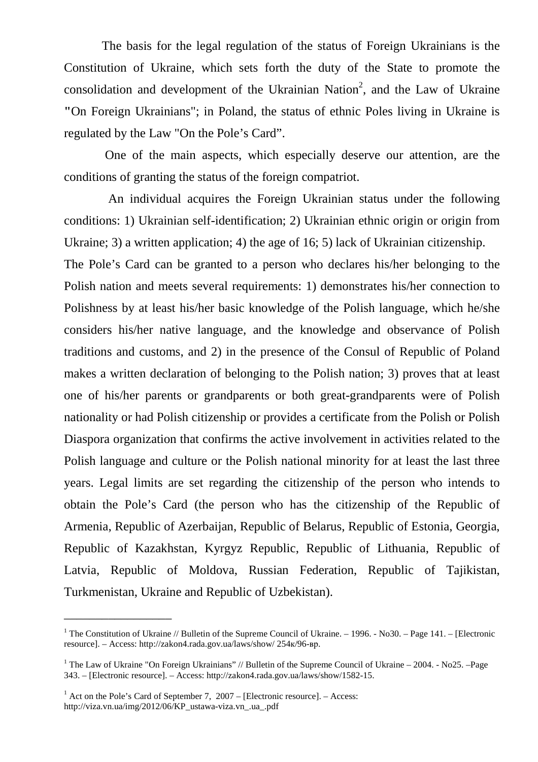The basis for the legal regulation of the status of Foreign Ukrainians is the Constitution of Ukraine, which sets forth the duty of the State to promote the consolidation and development of the Ukrainian Nation[2], and the Law of Ukraine "On Foreign Ukrainians"; in Poland, the status of ethnic Poles living in Ukraine is regulated by the Law "On the Pole's Card".

One of the main aspects, which especially deserve our attention, are the conditions of granting the status of the foreign compatriot.

An individual acquires the Foreign Ukrainian status under the following conditions: 1) Ukrainian self-identification; 2) Ukrainian ethnic origin or origin from Ukraine; 3) a written application; 4) the age of 16; 5) lack of Ukrainian citizenship.

The Pole's Card can be granted to a person who declares his/her belonging to the Polish nation and meets several requirements: 1) demonstrates his/her connection to Polishness by at least his/her basic knowledge of the Polish language, which he/she considers his/her native language, and the knowledge and observance of Polish traditions and customs, and 2) in the presence of the Consul of Republic of Poland makes a written declaration of belonging to the Polish nation; 3) proves that at least one of his/her parents or grandparents or both great-grandparents were of Polish nationality or had Polish citizenship or provides a certificate from the Polish or Polish Diaspora organization that confirms the active involvement in activities related to the Polish language and culture or the Polish national minority for at least the last three years. Legal limits are set regarding the citizenship of the person who intends to obtain the Pole's Card (the person who has the citizenship of the Republic of Armenia, Republic of Azerbaijan, Republic of Belarus, Republic of Estonia, Georgia, Republic of Kazakhstan, Kyrgyz Republic, Republic of Lithuania, Republic of Latvia, Republic of Moldova, Russian Federation, Republic of Tajikistan, Turkmenistan, Ukraine and Republic of Uzbekistan).

---

[1] The Constitution of Ukraine // Bulletin of the Supreme Council of Ukraine. – 1996. - No30. – Page 141. – [Electronic resource]. – Access: http://zakon4.rada.gov.ua/laws/show/ 254к/96-вр.

[1] The Law of Ukraine "On Foreign Ukrainians" // Bulletin of the Supreme Council of Ukraine – 2004. - No25. –Page 343. – [Electronic resource]. – Access: http://zakon4.rada.gov.ua/laws/show/1582-15.

[1] Act on the Pole's Card of September 7, 2007 – [Electronic resource]. – Access: http://viza.vn.ua/img/2012/06/KP_ustawa-viza.vn_.ua_.pdf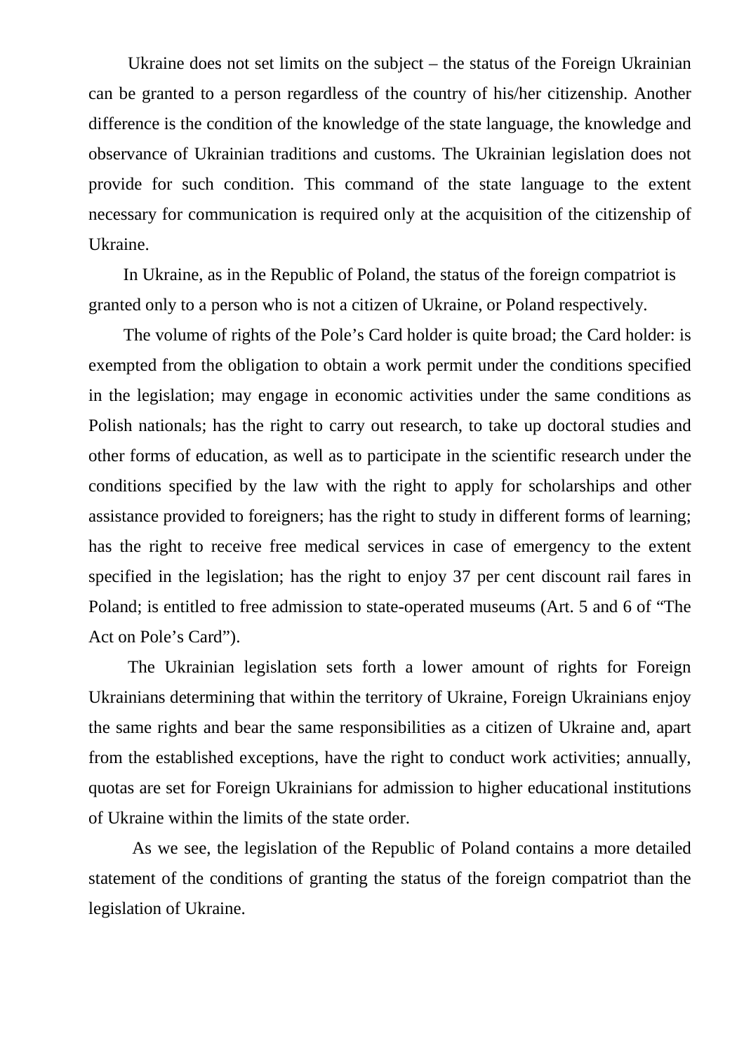Ukraine does not set limits on the subject – the status of the Foreign Ukrainian can be granted to a person regardless of the country of his/her citizenship. Another difference is the condition of the knowledge of the state language, the knowledge and observance of Ukrainian traditions and customs. The Ukrainian legislation does not provide for such condition. This command of the state language to the extent necessary for communication is required only at the acquisition of the citizenship of Ukraine.

In Ukraine, as in the Republic of Poland, the status of the foreign compatriot is granted only to a person who is not a citizen of Ukraine, or Poland respectively.

The volume of rights of the Pole's Card holder is quite broad; the Card holder: is exempted from the obligation to obtain a work permit under the conditions specified in the legislation; may engage in economic activities under the same conditions as Polish nationals; has the right to carry out research, to take up doctoral studies and other forms of education, as well as to participate in the scientific research under the conditions specified by the law with the right to apply for scholarships and other assistance provided to foreigners; has the right to study in different forms of learning; has the right to receive free medical services in case of emergency to the extent specified in the legislation; has the right to enjoy 37 per cent discount rail fares in Poland; is entitled to free admission to state-operated museums (Art. 5 and 6 of "The Act on Pole's Card").

The Ukrainian legislation sets forth a lower amount of rights for Foreign Ukrainians determining that within the territory of Ukraine, Foreign Ukrainians enjoy the same rights and bear the same responsibilities as a citizen of Ukraine and, apart from the established exceptions, have the right to conduct work activities; annually, quotas are set for Foreign Ukrainians for admission to higher educational institutions of Ukraine within the limits of the state order.

As we see, the legislation of the Republic of Poland contains a more detailed statement of the conditions of granting the status of the foreign compatriot than the legislation of Ukraine.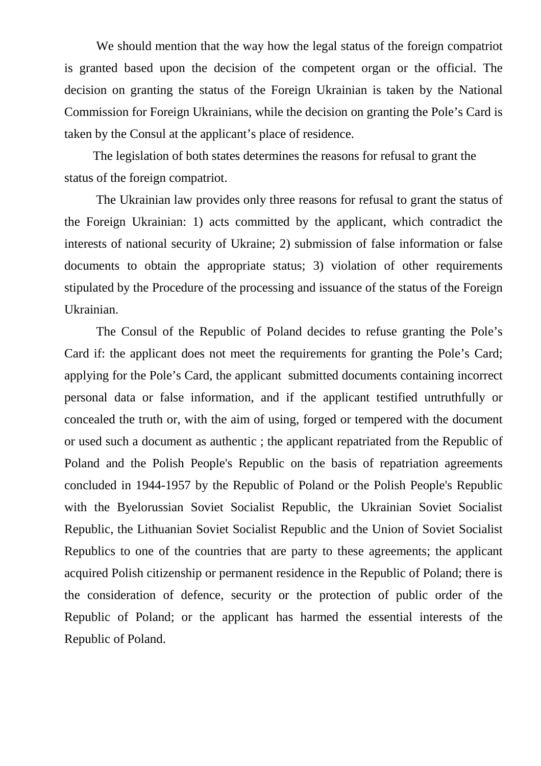We should mention that the way how the legal status of the foreign compatriot is granted based upon the decision of the competent organ or the official. The decision on granting the status of the Foreign Ukrainian is taken by the National Commission for Foreign Ukrainians, while the decision on granting the Pole's Card is taken by the Consul at the applicant's place of residence.

The legislation of both states determines the reasons for refusal to grant the status of the foreign compatriot.

The Ukrainian law provides only three reasons for refusal to grant the status of the Foreign Ukrainian: 1) acts committed by the applicant, which contradict the interests of national security of Ukraine; 2) submission of false information or false documents to obtain the appropriate status; 3) violation of other requirements stipulated by the Procedure of the processing and issuance of the status of the Foreign Ukrainian.

The Consul of the Republic of Poland decides to refuse granting the Pole's Card if: the applicant does not meet the requirements for granting the Pole's Card; applying for the Pole's Card, the applicant submitted documents containing incorrect personal data or false information, and if the applicant testified untruthfully or concealed the truth or, with the aim of using, forged or tempered with the document or used such a document as authentic ; the applicant repatriated from the Republic of Poland and the Polish People's Republic on the basis of repatriation agreements concluded in 1944-1957 by the Republic of Poland or the Polish People's Republic with the Byelorussian Soviet Socialist Republic, the Ukrainian Soviet Socialist Republic, the Lithuanian Soviet Socialist Republic and the Union of Soviet Socialist Republics to one of the countries that are party to these agreements; the applicant acquired Polish citizenship or permanent residence in the Republic of Poland; there is the consideration of defence, security or the protection of public order of the Republic of Poland; or the applicant has harmed the essential interests of the Republic of Poland.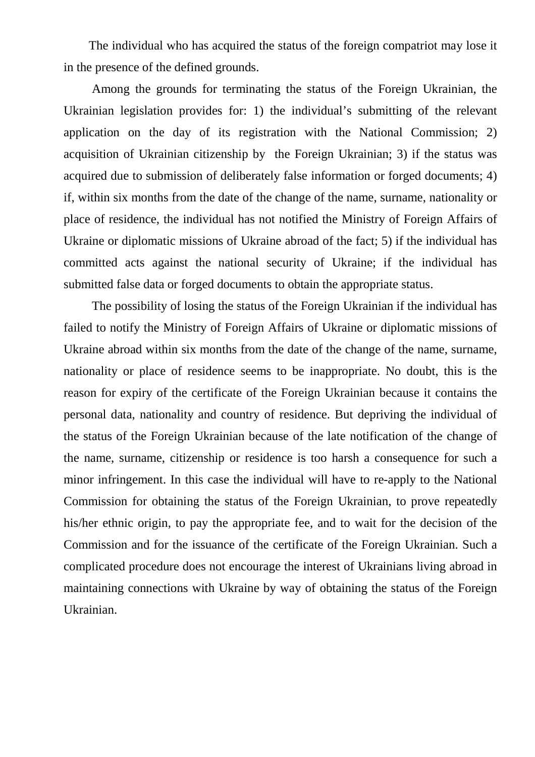The individual who has acquired the status of the foreign compatriot may lose it in the presence of the defined grounds.

Among the grounds for terminating the status of the Foreign Ukrainian, the Ukrainian legislation provides for: 1) the individual's submitting of the relevant application on the day of its registration with the National Commission; 2) acquisition of Ukrainian citizenship by the Foreign Ukrainian; 3) if the status was acquired due to submission of deliberately false information or forged documents; 4) if, within six months from the date of the change of the name, surname, nationality or place of residence, the individual has not notified the Ministry of Foreign Affairs of Ukraine or diplomatic missions of Ukraine abroad of the fact; 5) if the individual has committed acts against the national security of Ukraine; if the individual has submitted false data or forged documents to obtain the appropriate status.

The possibility of losing the status of the Foreign Ukrainian if the individual has failed to notify the Ministry of Foreign Affairs of Ukraine or diplomatic missions of Ukraine abroad within six months from the date of the change of the name, surname, nationality or place of residence seems to be inappropriate. No doubt, this is the reason for expiry of the certificate of the Foreign Ukrainian because it contains the personal data, nationality and country of residence. But depriving the individual of the status of the Foreign Ukrainian because of the late notification of the change of the name, surname, citizenship or residence is too harsh a consequence for such a minor infringement. In this case the individual will have to re-apply to the National Commission for obtaining the status of the Foreign Ukrainian, to prove repeatedly his/her ethnic origin, to pay the appropriate fee, and to wait for the decision of the Commission and for the issuance of the certificate of the Foreign Ukrainian. Such a complicated procedure does not encourage the interest of Ukrainians living abroad in maintaining connections with Ukraine by way of obtaining the status of the Foreign Ukrainian.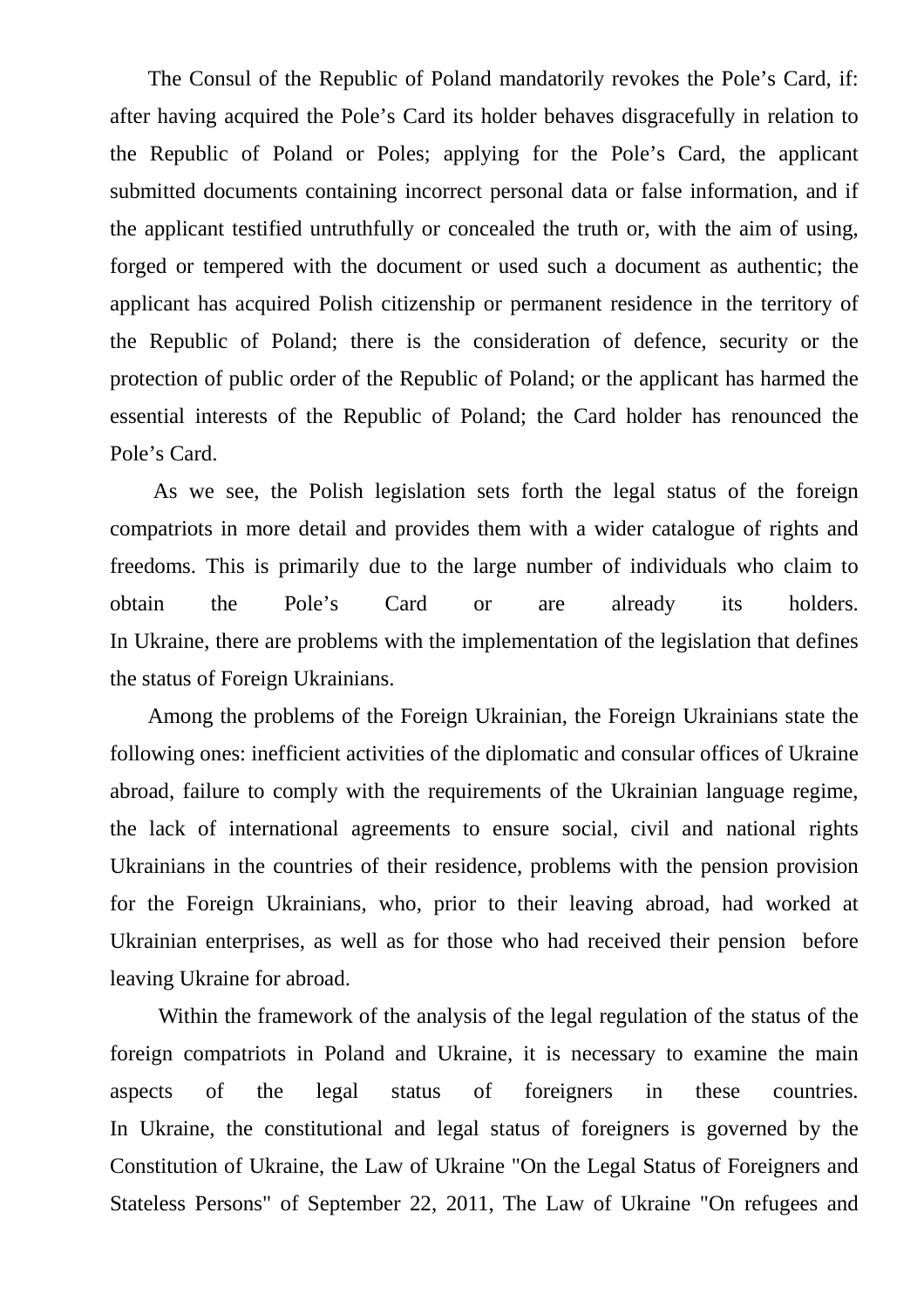The Consul of the Republic of Poland mandatorily revokes the Pole's Card, if: after having acquired the Pole's Card its holder behaves disgracefully in relation to the Republic of Poland or Poles; applying for the Pole's Card, the applicant submitted documents containing incorrect personal data or false information, and if the applicant testified untruthfully or concealed the truth or, with the aim of using, forged or tempered with the document or used such a document as authentic; the applicant has acquired Polish citizenship or permanent residence in the territory of the Republic of Poland; there is the consideration of defence, security or the protection of public order of the Republic of Poland; or the applicant has harmed the essential interests of the Republic of Poland; the Card holder has renounced the Pole's Card.

As we see, the Polish legislation sets forth the legal status of the foreign compatriots in more detail and provides them with a wider catalogue of rights and freedoms. This is primarily due to the large number of individuals who claim to obtain the Pole's Card or are already its holders.
In Ukraine, there are problems with the implementation of the legislation that defines the status of Foreign Ukrainians.

Among the problems of the Foreign Ukrainian, the Foreign Ukrainians state the following ones: inefficient activities of the diplomatic and consular offices of Ukraine abroad, failure to comply with the requirements of the Ukrainian language regime, the lack of international agreements to ensure social, civil and national rights Ukrainians in the countries of their residence, problems with the pension provision for the Foreign Ukrainians, who, prior to their leaving abroad, had worked at Ukrainian enterprises, as well as for those who had received their pension before leaving Ukraine for abroad.

Within the framework of the analysis of the legal regulation of the status of the foreign compatriots in Poland and Ukraine, it is necessary to examine the main aspects of the legal status of foreigners in these countries.
In Ukraine, the constitutional and legal status of foreigners is governed by the Constitution of Ukraine, the Law of Ukraine "On the Legal Status of Foreigners and Stateless Persons" of September 22, 2011, The Law of Ukraine "On refugees and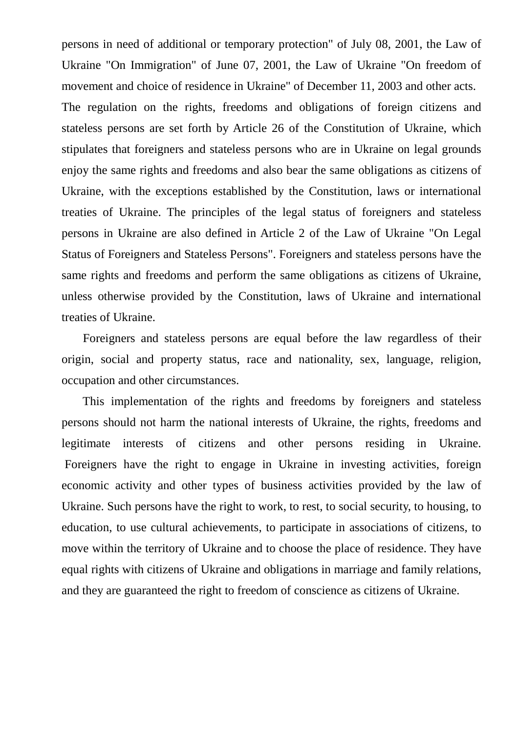persons in need of additional or temporary protection" of July 08, 2001, the Law of Ukraine "On Immigration" of June 07, 2001, the Law of Ukraine "On freedom of movement and choice of residence in Ukraine" of December 11, 2003 and other acts.

The regulation on the rights, freedoms and obligations of foreign citizens and stateless persons are set forth by Article 26 of the Constitution of Ukraine, which stipulates that foreigners and stateless persons who are in Ukraine on legal grounds enjoy the same rights and freedoms and also bear the same obligations as citizens of Ukraine, with the exceptions established by the Constitution, laws or international treaties of Ukraine. The principles of the legal status of foreigners and stateless persons in Ukraine are also defined in Article 2 of the Law of Ukraine "On Legal Status of Foreigners and Stateless Persons". Foreigners and stateless persons have the same rights and freedoms and perform the same obligations as citizens of Ukraine, unless otherwise provided by the Constitution, laws of Ukraine and international treaties of Ukraine.

Foreigners and stateless persons are equal before the law regardless of their origin, social and property status, race and nationality, sex, language, religion, occupation and other circumstances.

This implementation of the rights and freedoms by foreigners and stateless persons should not harm the national interests of Ukraine, the rights, freedoms and legitimate interests of citizens and other persons residing in Ukraine. Foreigners have the right to engage in Ukraine in investing activities, foreign economic activity and other types of business activities provided by the law of Ukraine. Such persons have the right to work, to rest, to social security, to housing, to education, to use cultural achievements, to participate in associations of citizens, to move within the territory of Ukraine and to choose the place of residence. They have equal rights with citizens of Ukraine and obligations in marriage and family relations, and they are guaranteed the right to freedom of conscience as citizens of Ukraine.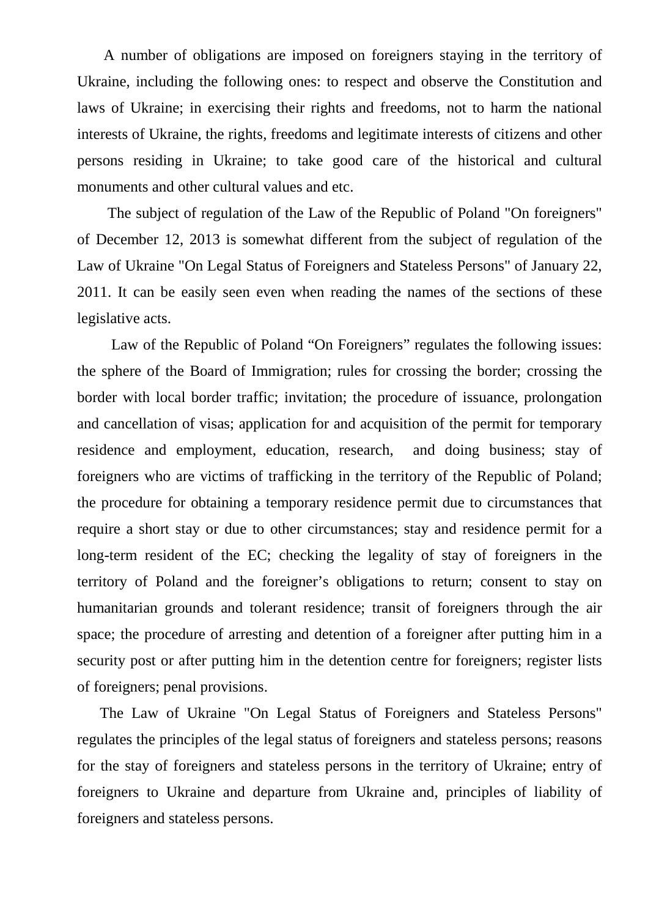A number of obligations are imposed on foreigners staying in the territory of Ukraine, including the following ones: to respect and observe the Constitution and laws of Ukraine; in exercising their rights and freedoms, not to harm the national interests of Ukraine, the rights, freedoms and legitimate interests of citizens and other persons residing in Ukraine; to take good care of the historical and cultural monuments and other cultural values and etc.

The subject of regulation of the Law of the Republic of Poland "On foreigners" of December 12, 2013 is somewhat different from the subject of regulation of the Law of Ukraine "On Legal Status of Foreigners and Stateless Persons" of January 22, 2011. It can be easily seen even when reading the names of the sections of these legislative acts.

Law of the Republic of Poland "On Foreigners" regulates the following issues: the sphere of the Board of Immigration; rules for crossing the border; crossing the border with local border traffic; invitation; the procedure of issuance, prolongation and cancellation of visas; application for and acquisition of the permit for temporary residence and employment, education, research, and doing business; stay of foreigners who are victims of trafficking in the territory of the Republic of Poland; the procedure for obtaining a temporary residence permit due to circumstances that require a short stay or due to other circumstances; stay and residence permit for a long-term resident of the EC; checking the legality of stay of foreigners in the territory of Poland and the foreigner's obligations to return; consent to stay on humanitarian grounds and tolerant residence; transit of foreigners through the air space; the procedure of arresting and detention of a foreigner after putting him in a security post or after putting him in the detention centre for foreigners; register lists of foreigners; penal provisions.

The Law of Ukraine "On Legal Status of Foreigners and Stateless Persons" regulates the principles of the legal status of foreigners and stateless persons; reasons for the stay of foreigners and stateless persons in the territory of Ukraine; entry of foreigners to Ukraine and departure from Ukraine and, principles of liability of foreigners and stateless persons.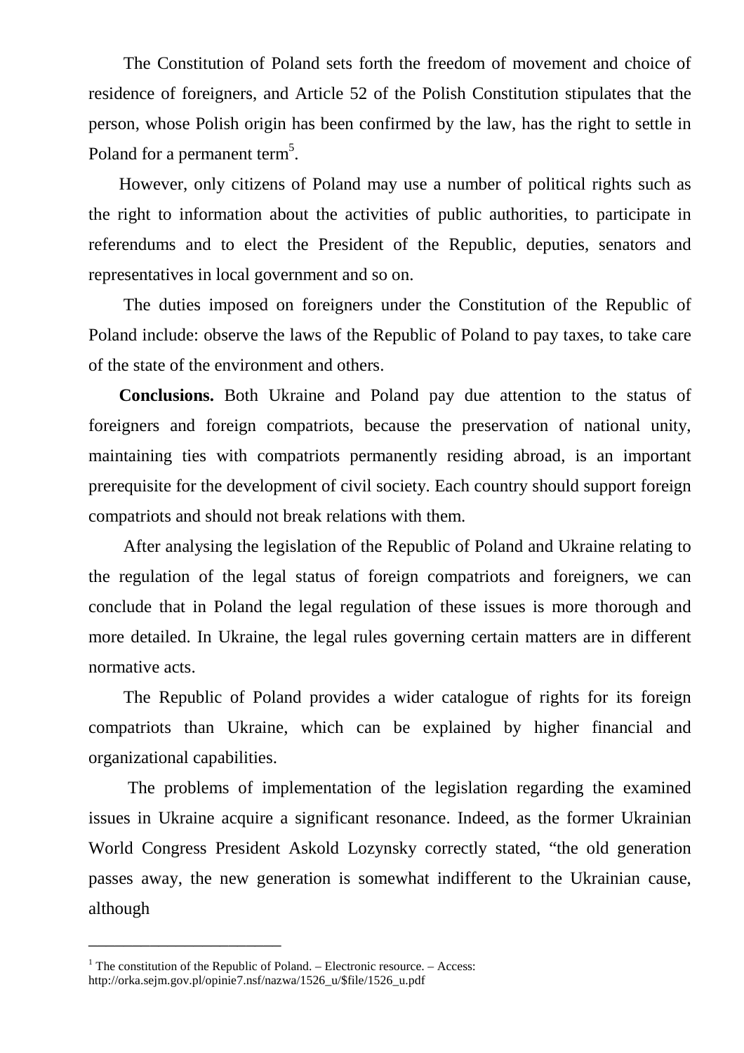The Constitution of Poland sets forth the freedom of movement and choice of residence of foreigners, and Article 52 of the Polish Constitution stipulates that the person, whose Polish origin has been confirmed by the law, has the right to settle in Poland for a permanent term[5].

However, only citizens of Poland may use a number of political rights such as the right to information about the activities of public authorities, to participate in referendums and to elect the President of the Republic, deputies, senators and representatives in local government and so on.

The duties imposed on foreigners under the Constitution of the Republic of Poland include: observe the laws of the Republic of Poland to pay taxes, to take care of the state of the environment and others.

**Conclusions.** Both Ukraine and Poland pay due attention to the status of foreigners and foreign compatriots, because the preservation of national unity, maintaining ties with compatriots permanently residing abroad, is an important prerequisite for the development of civil society. Each country should support foreign compatriots and should not break relations with them.

After analysing the legislation of the Republic of Poland and Ukraine relating to the regulation of the legal status of foreign compatriots and foreigners, we can conclude that in Poland the legal regulation of these issues is more thorough and more detailed. In Ukraine, the legal rules governing certain matters are in different normative acts.

The Republic of Poland provides a wider catalogue of rights for its foreign compatriots than Ukraine, which can be explained by higher financial and organizational capabilities.

The problems of implementation of the legislation regarding the examined issues in Ukraine acquire a significant resonance. Indeed, as the former Ukrainian World Congress President Askold Lozynsky correctly stated, "the old generation passes away, the new generation is somewhat indifferent to the Ukrainian cause, although

---

[1] The constitution of the Republic of Poland. – Electronic resource. – Access: http://orka.sejm.gov.pl/opinie7.nsf/nazwa/1526_u/$file/1526_u.pdf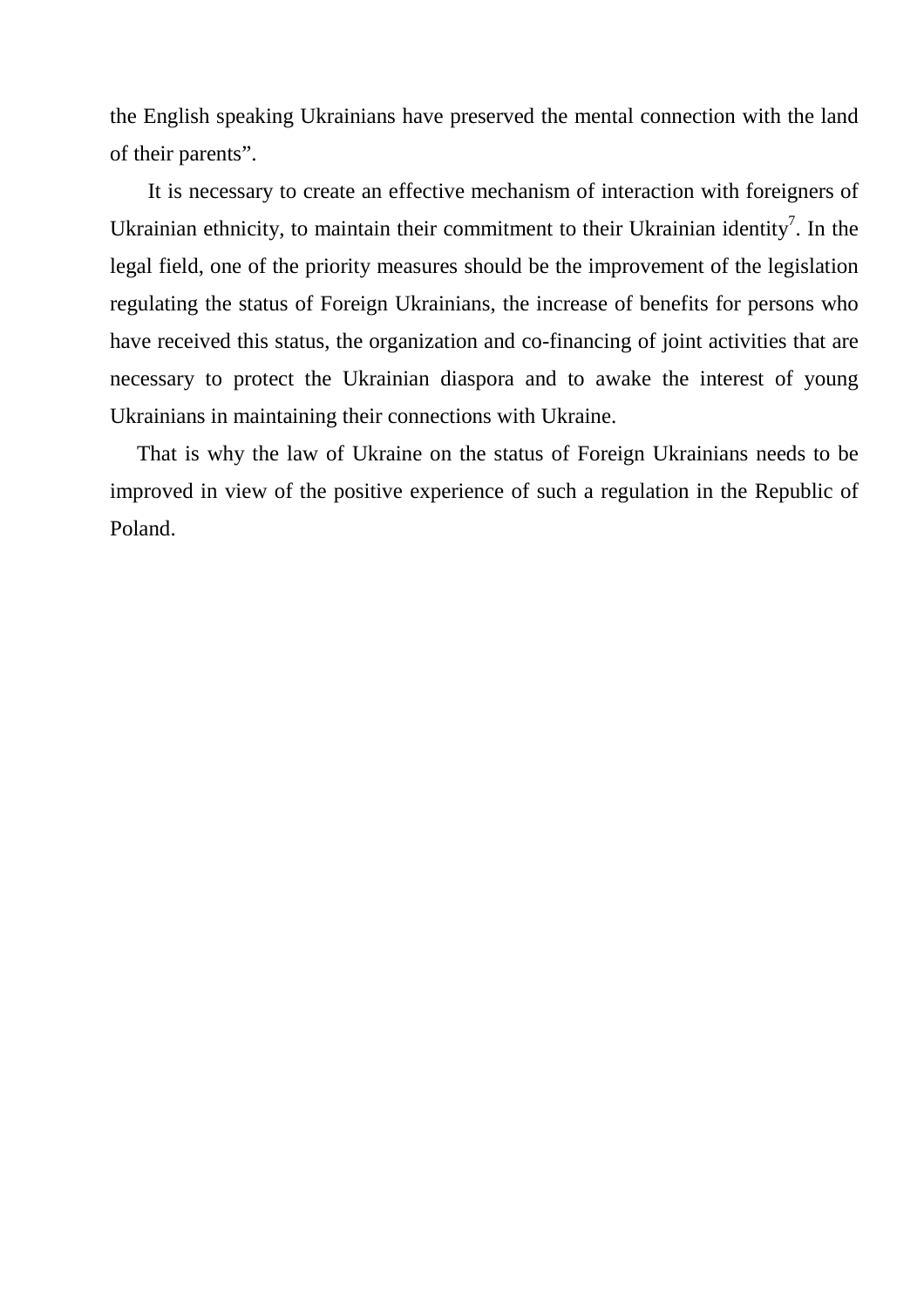the English speaking Ukrainians have preserved the mental connection with the land of their parents".

It is necessary to create an effective mechanism of interaction with foreigners of Ukrainian ethnicity, to maintain their commitment to their Ukrainian identity[7]. In the legal field, one of the priority measures should be the improvement of the legislation regulating the status of Foreign Ukrainians, the increase of benefits for persons who have received this status, the organization and co-financing of joint activities that are necessary to protect the Ukrainian diaspora and to awake the interest of young Ukrainians in maintaining their connections with Ukraine.

That is why the law of Ukraine on the status of Foreign Ukrainians needs to be improved in view of the positive experience of such a regulation in the Republic of Poland.